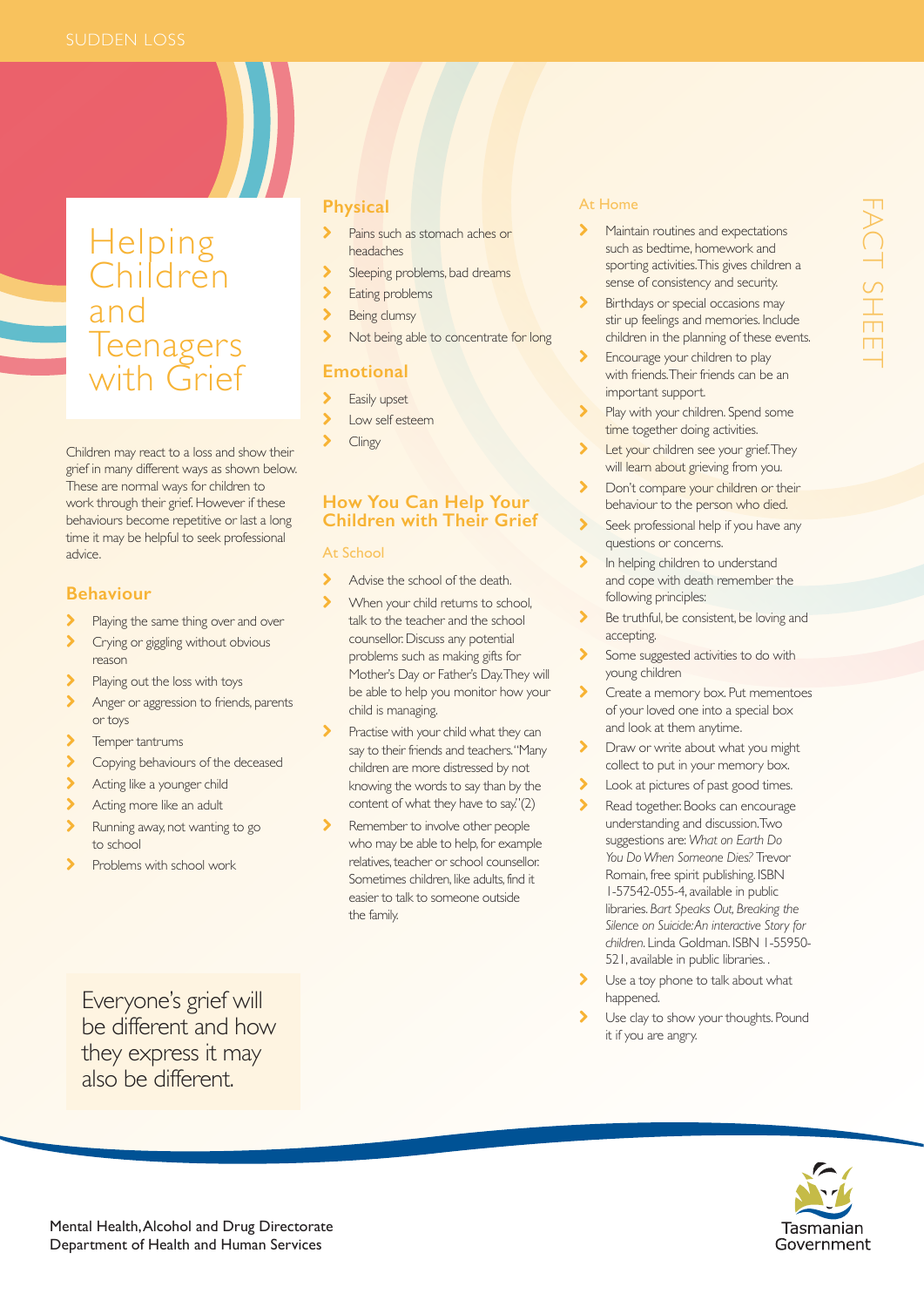# Helping Children and Teenagers with Grief

Children may react to a loss and show their grief in many different ways as shown below. These are normal ways for children to work through their grief. However if these behaviours become repetitive or last a long time it may be helpful to seek professional advice.

## Behaviour

- Playing the same thing over and over
- Crying or giggling without obvious reason
- Playing out the loss with toys
- Anger or aggression to friends, parents or toys
- Temper tantrums
- Copying behaviours of the deceased
- Acting like a younger child
- Acting more like an adult
- Running away, not wanting to go to school
- Problems with school work

Everyone's grief will be different and how they express it may also be different.

## Physical

- Pains such as stomach aches or headaches
- Sleeping problems, bad dreams
- Eating problems
- Being clumsy
- Not being able to concentrate for long

## Emotional

- Easily upset
- Low self esteem
- Clingy

## How You Can Help Your Children with Their Grief

### At School

- Advise the school of the death.
- When your child returns to school, talk to the teacher and the school counsellor. Discuss any potential problems such as making gifts for Mother's Day or Father's Day. They will be able to help you monitor how your child is managing.
- Practise with your child what they can say to their friends and teachers. "Many children are more distressed by not knowing the words to say than by the content of what they have to say." (2)
- Remember to involve other people who may be able to help, for example relatives, teacher or school counsellor. Sometimes children, like adults, find it easier to talk to someone outside the family.

### At Home

- Maintain routines and expectations such as bedtime, homework and sporting activities. This gives children a sense of consistency and security.
- Birthdays or special occasions may stir up feelings and memories. Include children in the planning of these events.
- Encourage your children to play with friends. Their friends can be an important support.
- Play with your children. Spend some time together doing activities.
- Let your children see your grief. They will learn about grieving from you.
- Don't compare your children or their behaviour to the person who died.
- Seek professional help if you have any questions or concerns.
- In helping children to understand and cope with death remember the following principles:
- Be truthful, be consistent, be loving and accepting.
- Some suggested activities to do with young children
- Create a memory box. Put mementoes of your loved one into a special box and look at them anytime.
- Draw or write about what you might collect to put in your memory box.
- Look at pictures of past good times.
- Read together. Books can encourage understanding and discussion. Two suggestions are: *What on Earth Do You Do When Someone Dies?* Trevor Romain, free spirit publishing. ISBN 1-57542-055-4, available in public libraries. *Bart Speaks Out, Breaking the Silence on Suicide: An interactive Story for children.* Linda Goldman. ISBN 1-55950-521, available in public libraries. .
- Use a toy phone to talk about what happened.
- Use clay to show your thoughts. Pound it if you are angry.

Mental Health, Alcohol and Drug Directorate
Department of Health and Human Services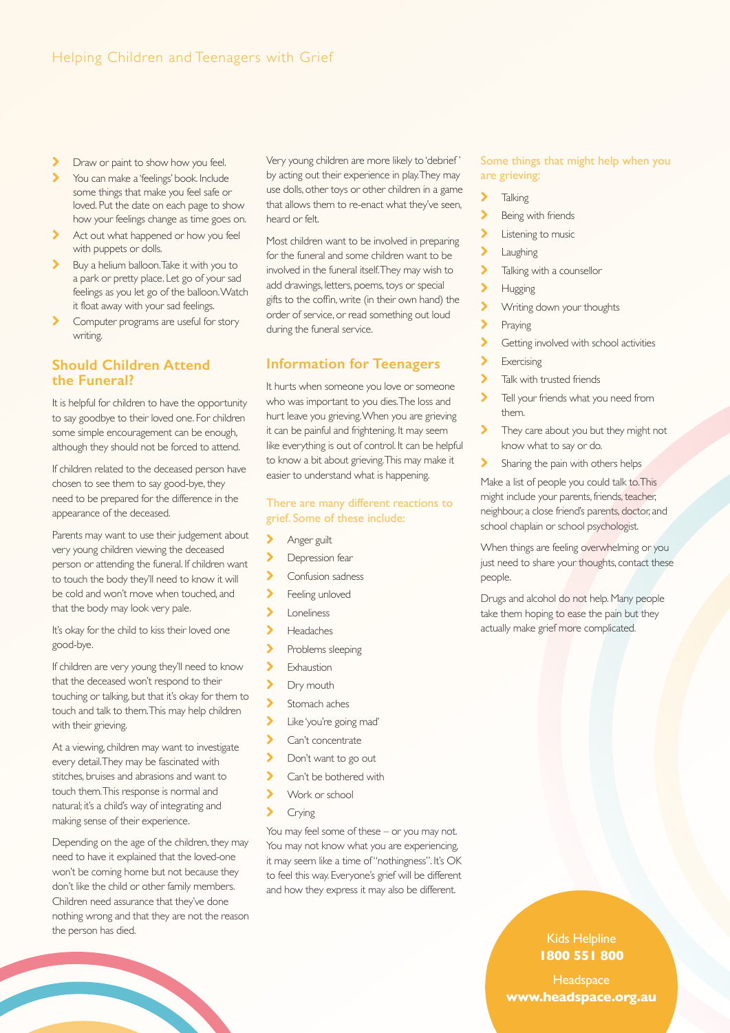- Draw or paint to show how you feel.
- You can make a 'feelings' book. Include some things that make you feel safe or loved. Put the date on each page to show how your feelings change as time goes on.
- Act out what happened or how you feel with puppets or dolls.
- Buy a helium balloon. Take it with you to a park or pretty place. Let go of your sad feelings as you let go of the balloon. Watch it float away with your sad feelings.
- Computer programs are useful for story writing.

## Should Children Attend the Funeral?

It is helpful for children to have the opportunity to say goodbye to their loved one. For children some simple encouragement can be enough, although they should not be forced to attend.

If children related to the deceased person have chosen to see them to say good-bye, they need to be prepared for the difference in the appearance of the deceased.

Parents may want to use their judgement about very young children viewing the deceased person or attending the funeral. If children want to touch the body they'll need to know it will be cold and won't move when touched, and that the body may look very pale.

It's okay for the child to kiss their loved one good-bye.

If children are very young they'll need to know that the deceased won't respond to their touching or talking, but that it's okay for them to touch and talk to them. This may help children with their grieving.

At a viewing, children may want to investigate every detail. They may be fascinated with stitches, bruises and abrasions and want to touch them. This response is normal and natural; it's a child's way of integrating and making sense of their experience.

Depending on the age of the children, they may need to have it explained that the loved-one won't be coming home but not because they don't like the child or other family members. Children need assurance that they've done nothing wrong and that they are not the reason the person has died.

Very young children are more likely to 'debrief' by acting out their experience in play. They may use dolls, other toys or other children in a game that allows them to re-enact what they've seen, heard or felt.

Most children want to be involved in preparing for the funeral and some children want to be involved in the funeral itself. They may wish to add drawings, letters, poems, toys or special gifts to the coffin, write (in their own hand) the order of service, or read something out loud during the funeral service.

## Information for Teenagers

It hurts when someone you love or someone who was important to you dies. The loss and hurt leave you grieving. When you are grieving it can be painful and frightening. It may seem like everything is out of control. It can be helpful to know a bit about grieving. This may make it easier to understand what is happening.

### There are many different reactions to grief. Some of these include:

- Anger guilt
- Depression fear
- Confusion sadness
- Feeling unloved
- Loneliness
- Headaches
- Problems sleeping
- Exhaustion
- Dry mouth
- Stomach aches
- Like 'you're going mad'
- Can't concentrate
- Don't want to go out
- Can't be bothered with
- Work or school
- Crying

You may feel some of these – or you may not. You may not know what you are experiencing, it may seem like a time of "nothingness". It's OK to feel this way. Everyone's grief will be different and how they express it may also be different.

### Some things that might help when you are grieving:

- Talking
- Being with friends
- Listening to music
- Laughing
- Talking with a counsellor
- Hugging
- Writing down your thoughts
- Praying
- Getting involved with school activities
- Exercising
- Talk with trusted friends
- Tell your friends what you need from them.
- They care about you but they might not know what to say or do.
- Sharing the pain with others helps

Make a list of people you could talk to. This might include your parents, friends, teacher, neighbour, a close friend's parents, doctor, and school chaplain or school psychologist.

When things are feeling overwhelming or you just need to share your thoughts, contact these people.

Drugs and alcohol do not help. Many people take them hoping to ease the pain but they actually make grief more complicated.

Kids Helpline
**1800 551 800**

Headspace
**www.headspace.org.au**